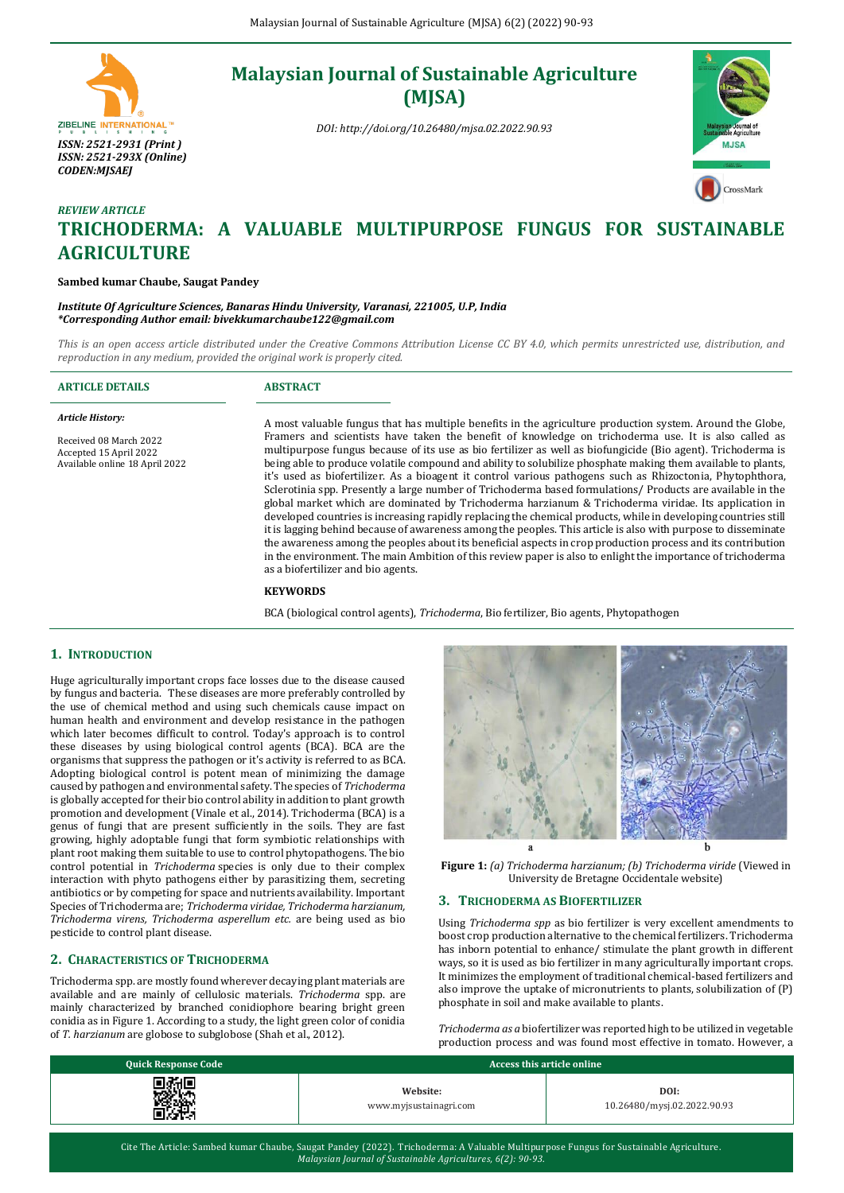# Malaysian Journal of Sustainable Agriculture (MJSA)

DOI: http://doi.org/10.26480/mjsa.02.2022.90.93

ISSN: 2521-2931 (Print)
ISSN: 2521-293X (Online)
CODEN:MJSAEJ

*REVIEW ARTICLE*

# TRICHODERMA: A VALUABLE MULTIPURPOSE FUNGUS FOR SUSTAINABLE AGRICULTURE

**Sambed kumar Chaube, Saugat Pandey**

*Institute Of Agriculture Sciences, Banaras Hindu University, Varanasi, 221005, U.P, India*
*\*Corresponding Author email: bivekkumarchaube122@gmail.com*

*This is an open access article distributed under the Creative Commons Attribution License CC BY 4.0, which permits unrestricted use, distribution, and reproduction in any medium, provided the original work is properly cited.*

**ARTICLE DETAILS**

*Article History:*

Received 08 March 2022
Accepted 15 April 2022
Available online 18 April 2022

**ABSTRACT**

A most valuable fungus that has multiple benefits in the agriculture production system. Around the Globe, Framers and scientists have taken the benefit of knowledge on trichoderma use. It is also called as multipurpose fungus because of its use as bio fertilizer as well as biofungicide (Bio agent). Trichoderma is being able to produce volatile compound and ability to solubilize phosphate making them available to plants, it's used as biofertilizer. As a bioagent it control various pathogens such as Rhizoctonia, Phytophthora, Sclerotinia spp. Presently a large number of Trichoderma based formulations/ Products are available in the global market which are dominated by Trichoderma harzianum & Trichoderma viridae. Its application in developed countries is increasing rapidly replacing the chemical products, while in developing countries still it is lagging behind because of awareness among the peoples. This article is also with purpose to disseminate the awareness among the peoples about its beneficial aspects in crop production process and its contribution in the environment. The main Ambition of this review paper is also to enlight the importance of trichoderma as a biofertilizer and bio agents.

**KEYWORDS**

BCA (biological control agents), *Trichoderma*, Bio fertilizer, Bio agents, Phytopathogen

## 1. Introduction

Huge agriculturally important crops face losses due to the disease caused by fungus and bacteria. These diseases are more preferably controlled by the use of chemical method and using such chemicals cause impact on human health and environment and develop resistance in the pathogen which later becomes difficult to control. Today's approach is to control these diseases by using biological control agents (BCA). BCA are the organisms that suppress the pathogen or it's activity is referred to as BCA. Adopting biological control is potent mean of minimizing the damage caused by pathogen and environmental safety. The species of *Trichoderma* is globally accepted for their bio control ability in addition to plant growth promotion and development (Vinale et al., 2014). Trichoderma (BCA) is a genus of fungi that are present sufficiently in the soils. They are fast growing, highly adoptable fungi that form symbiotic relationships with plant root making them suitable to use to control phytopathogens. The bio control potential in *Trichoderma* species is only due to their complex interaction with phyto pathogens either by parasitizing them, secreting antibiotics or by competing for space and nutrients availability. Important Species of Trichoderma are; *Trichoderma viridae, Trichoderma harzianum, Trichoderma virens, Trichoderma asperellum etc.* are being used as bio pesticide to control plant disease.

## 2. Characteristics of Trichoderma

Trichoderma spp. are mostly found wherever decaying plant materials are available and are mainly of cellulosic materials. *Trichoderma* spp. are mainly characterized by branched conidiophore bearing bright green conidia as in Figure 1. According to a study, the light green color of conidia of *T. harzianum* are globose to subglobose (Shah et al., 2012).

**Figure 1:** *(a) Trichoderma harzianum; (b) Trichoderma viride* (Viewed in University de Bretagne Occidentale website)

## 3. Trichoderma as Biofertilizer

Using *Trichoderma spp* as bio fertilizer is very excellent amendments to boost crop production alternative to the chemical fertilizers. Trichoderma has inborn potential to enhance/ stimulate the plant growth in different ways, so it is used as bio fertilizer in many agriculturally important crops. It minimizes the employment of traditional chemical-based fertilizers and also improve the uptake of micronutrients to plants, solubilization of (P) phosphate in soil and make available to plants.

*Trichoderma as a* biofertilizer was reported high to be utilized in vegetable production process and was found most effective in tomato. However, a

| Quick Response Code | Access this article online | |
|---|---|---|
| | **Website:** www.myjsustainagri.com | **DOI:** 10.26480/mysj.02.2022.90.93 |

Cite The Article: Sambed kumar Chaube, Saugat Pandey (2022). Trichoderma: A Valuable Multipurpose Fungus for Sustainable Agriculture. *Malaysian Journal of Sustainable Agricultures, 6(2): 90-93.*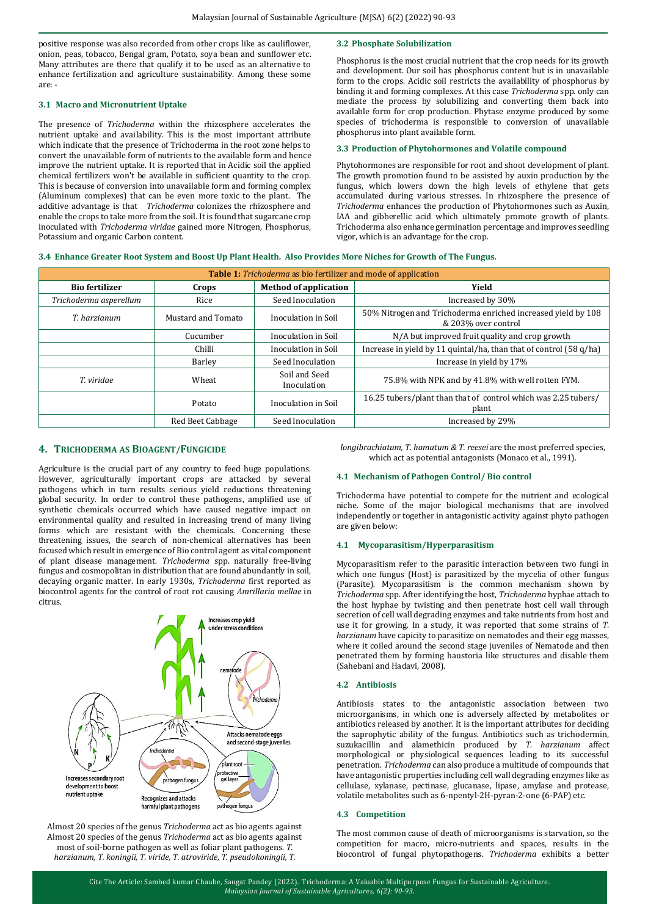positive response was also recorded from other crops like as cauliflower, onion, peas, tobacco, Bengal gram, Potato, soya bean and sunflower etc. Many attributes are there that qualify it to be used as an alternative to enhance fertilization and agriculture sustainability. Among these some are: -

### 3.1 Macro and Micronutrient Uptake

The presence of *Trichoderma* within the rhizosphere accelerates the nutrient uptake and availability. This is the most important attribute which indicate that the presence of Trichoderma in the root zone helps to convert the unavailable form of nutrients to the available form and hence improve the nutrient uptake. It is reported that in Acidic soil the applied chemical fertilizers won't be available in sufficient quantity to the crop. This is because of conversion into unavailable form and forming complex (Aluminum complexes) that can be even more toxic to the plant. The additive advantage is that *Trichoderma* colonizes the rhizosphere and enable the crops to take more from the soil. It is found that sugarcane crop inoculated with *Trichoderma viridae* gained more Nitrogen, Phosphorus, Potassium and organic Carbon content.

### 3.2 Phosphate Solubilization

Phosphorus is the most crucial nutrient that the crop needs for its growth and development. Our soil has phosphorus content but is in unavailable form to the crops. Acidic soil restricts the availability of phosphorus by binding it and forming complexes. At this case *Trichoderma* spp. only can mediate the process by solubilizing and converting them back into available form for crop production. Phytase enzyme produced by some species of trichoderma is responsible to conversion of unavailable phosphorus into plant available form.

### 3.3 Production of Phytohormones and Volatile compound

Phytohormones are responsible for root and shoot development of plant. The growth promotion found to be assisted by auxin production by the fungus, which lowers down the high levels of ethylene that gets accumulated during various stresses. In rhizosphere the presence of *Trichoderma* enhances the production of Phytohormones such as Auxin, IAA and gibberellic acid which ultimately promote growth of plants. Trichoderma also enhance germination percentage and improves seedling vigor, which is an advantage for the crop.

### 3.4 Enhance Greater Root System and Boost Up Plant Health. Also Provides More Niches for Growth of The Fungus.

**Table 1:** *Trichoderma* as bio fertilizer and mode of application

| Bio fertilizer | Crops | Method of application | Yield |
|---|---|---|---|
| *Trichoderma asperellum* | Rice | Seed Inoculation | Increased by 30% |
| *T. harzianum* | Mustard and Tomato | Inoculation in Soil | 50% Nitrogen and Trichoderma enriched increased yield by 108 & 203% over control |
| | Cucumber | Inoculation in Soil | N/A but improved fruit quality and crop growth |
| | Chilli | Inoculation in Soil | Increase in yield by 11 quintal/ha, than that of control (58 q/ha) |
| | Barley | Seed Inoculation | Increase in yield by 17% |
| *T. viridae* | Wheat | Soil and Seed Inoculation | 75.8% with NPK and by 41.8% with well rotten FYM. |
| | Potato | Inoculation in Soil | 16.25 tubers/plant than that of control which was 2.25 tubers/plant |
| | Red Beet Cabbage | Seed Inoculation | Increased by 29% |

## 4. TRICHODERMA AS BIOAGENT/FUNGICIDE

Agriculture is the crucial part of any country to feed huge populations. However, agriculturally important crops are attacked by several pathogens which in turn results serious yield reductions threatening global security. In order to control these pathogens, amplified use of synthetic chemicals occurred which have caused negative impact on environmental quality and resulted in increasing trend of many living forms which are resistant with the chemicals. Concerning these threatening issues, the search of non-chemical alternatives has been focused which result in emergence of Bio control agent as vital component of plant disease management. *Trichoderma* spp. naturally free-living fungus and cosmopolitan in distribution that are found abundantly in soil, decaying organic matter. In early 1930s, *Trichoderma* first reported as biocontrol agents for the control of root rot causing *Amrillaria mellae* in citrus.

Almost 20 species of the genus *Trichoderma* act as bio agents against Almost 20 species of the genus *Trichoderma* act as bio agents against most of soil-borne pathogen as well as foliar plant pathogens. *T. harzianum, T. koningii, T. viride, T. atroviride, T. pseudokoningii, T. longibrachiatum, T. hamatum & T. reesei* are the most preferred species, which act as potential antagonists (Monaco et al., 1991).

### 4.1 Mechanism of Pathogen Control/ Bio control

Trichoderma have potential to compete for the nutrient and ecological niche. Some of the major biological mechanisms that are involved independently or together in antagonistic activity against phyto pathogen are given below:

### 4.1 Mycoparasitism/Hyperparasitism

Mycoparasitism refer to the parasitic interaction between two fungi in which one fungus (Host) is parasitized by the mycelia of other fungus (Parasite). Mycoparasitism is the common mechanism shown by *Trichoderma* spp. After identifying the host, *Trichoderma* hyphae attach to the host hyphae by twisting and then penetrate host cell wall through secretion of cell wall degrading enzymes and take nutrients from host and use it for growing. In a study, it was reported that some strains of *T. harzianum* have capicity to parasitize on nematodes and their egg masses, where it coiled around the second stage juveniles of Nematode and then penetrated them by forming haustoria like structures and disable them (Sahebani and Hadavi, 2008).

### 4.2 Antibiosis

Antibiosis states to the antagonistic association between two microorganisms, in which one is adversely affected by metabolites or antibiotics released by another. It is the important attributes for deciding the saprophytic ability of the fungus. Antibiotics such as trichodermin, suzukacillin and alamethicin produced by *T. harzianum* affect morphological or physiological sequences leading to its successful penetration. *Trichoderma* can also produce a multitude of compounds that have antagonistic properties including cell wall degrading enzymes like as cellulase, xylanase, pectinase, glucanase, lipase, amylase and protease, volatile metabolites such as 6-npentyl-2H-pyran-2-one (6-PAP) etc.

### 4.3 Competition

The most common cause of death of microorganisms is starvation, so the competition for macro, micro-nutrients and spaces, results in the biocontrol of fungal phytopathogens. *Trichoderma* exhibits a better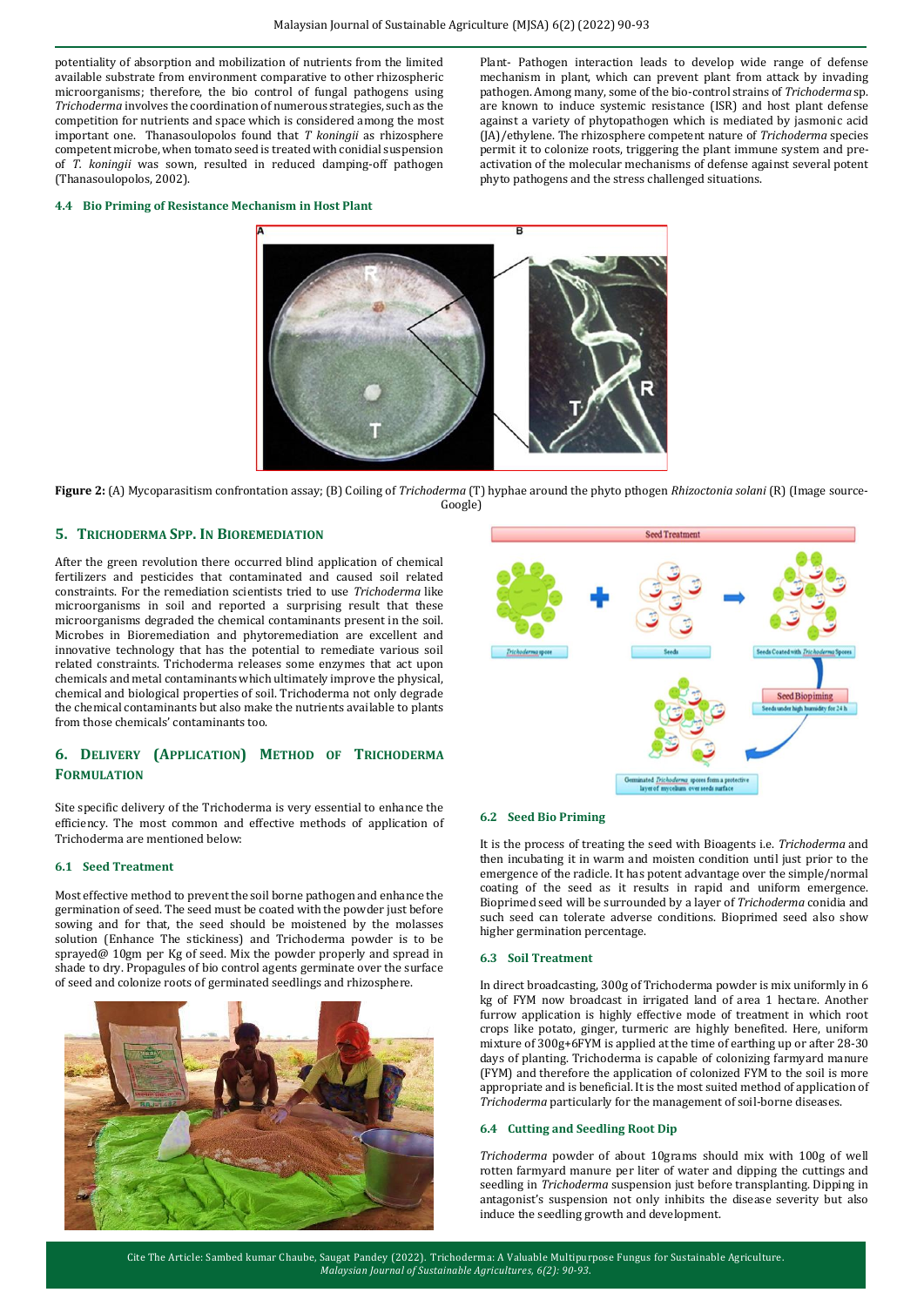potentiality of absorption and mobilization of nutrients from the limited available substrate from environment comparative to other rhizospheric microorganisms; therefore, the bio control of fungal pathogens using *Trichoderma* involves the coordination of numerous strategies, such as the competition for nutrients and space which is considered among the most important one. Thanasoulopolos found that *T koningii* as rhizosphere competent microbe, when tomato seed is treated with conidial suspension of *T. koningii* was sown, resulted in reduced damping-off pathogen (Thanasoulopolos, 2002).

### 4.4 Bio Priming of Resistance Mechanism in Host Plant

Plant- Pathogen interaction leads to develop wide range of defense mechanism in plant, which can prevent plant from attack by invading pathogen. Among many, some of the bio-control strains of *Trichoderma* sp. are known to induce systemic resistance (ISR) and host plant defense against a variety of phytopathogen which is mediated by jasmonic acid (JA)/ethylene. The rhizosphere competent nature of *Trichoderma* species permit it to colonize roots, triggering the plant immune system and pre-activation of the molecular mechanisms of defense against several potent phyto pathogens and the stress challenged situations.

**Figure 2:** (A) Mycoparasitism confrontation assay; (B) Coiling of *Trichoderma* (T) hyphae around the phyto pthogen *Rhizoctonia solani* (R) (Image source-Google)

## 5. TRICHODERMA SPP. IN BIOREMEDIATION

After the green revolution there occurred blind application of chemical fertilizers and pesticides that contaminated and caused soil related constraints. For the remediation scientists tried to use *Trichoderma* like microorganisms in soil and reported a surprising result that these microorganisms degraded the chemical contaminants present in the soil. Microbes in Bioremediation and phytoremediation are excellent and innovative technology that has the potential to remediate various soil related constraints. Trichoderma releases some enzymes that act upon chemicals and metal contaminants which ultimately improve the physical, chemical and biological properties of soil. Trichoderma not only degrade the chemical contaminants but also make the nutrients available to plants from those chemicals' contaminants too.

## 6. DELIVERY (APPLICATION) METHOD OF TRICHODERMA FORMULATION

Site specific delivery of the Trichoderma is very essential to enhance the efficiency. The most common and effective methods of application of Trichoderma are mentioned below:

### 6.1 Seed Treatment

Most effective method to prevent the soil borne pathogen and enhance the germination of seed. The seed must be coated with the powder just before sowing and for that, the seed should be moistened by the molasses solution (Enhance The stickiness) and Trichoderma powder is to be sprayed@ 10gm per Kg of seed. Mix the powder properly and spread in shade to dry. Propagules of bio control agents germinate over the surface of seed and colonize roots of germinated seedlings and rhizosphere.

### 6.2 Seed Bio Priming

It is the process of treating the seed with Bioagents i.e. *Trichoderma* and then incubating it in warm and moisten condition until just prior to the emergence of the radicle. It has potent advantage over the simple/normal coating of the seed as it results in rapid and uniform emergence. Bioprimed seed will be surrounded by a layer of *Trichoderma* conidia and such seed can tolerate adverse conditions. Bioprimed seed also show higher germination percentage.

### 6.3 Soil Treatment

In direct broadcasting, 300g of Trichoderma powder is mix uniformly in 6 kg of FYM now broadcast in irrigated land of area 1 hectare. Another furrow application is highly effective mode of treatment in which root crops like potato, ginger, turmeric are highly benefited. Here, uniform mixture of 300g+6FYM is applied at the time of earthing up or after 28-30 days of planting. Trichoderma is capable of colonizing farmyard manure (FYM) and therefore the application of colonized FYM to the soil is more appropriate and is beneficial. It is the most suited method of application of *Trichoderma* particularly for the management of soil-borne diseases.

### 6.4 Cutting and Seedling Root Dip

*Trichoderma* powder of about 10grams should mix with 100g of well rotten farmyard manure per liter of water and dipping the cuttings and seedling in *Trichoderma* suspension just before transplanting. Dipping in antagonist's suspension not only inhibits the disease severity but also induce the seedling growth and development.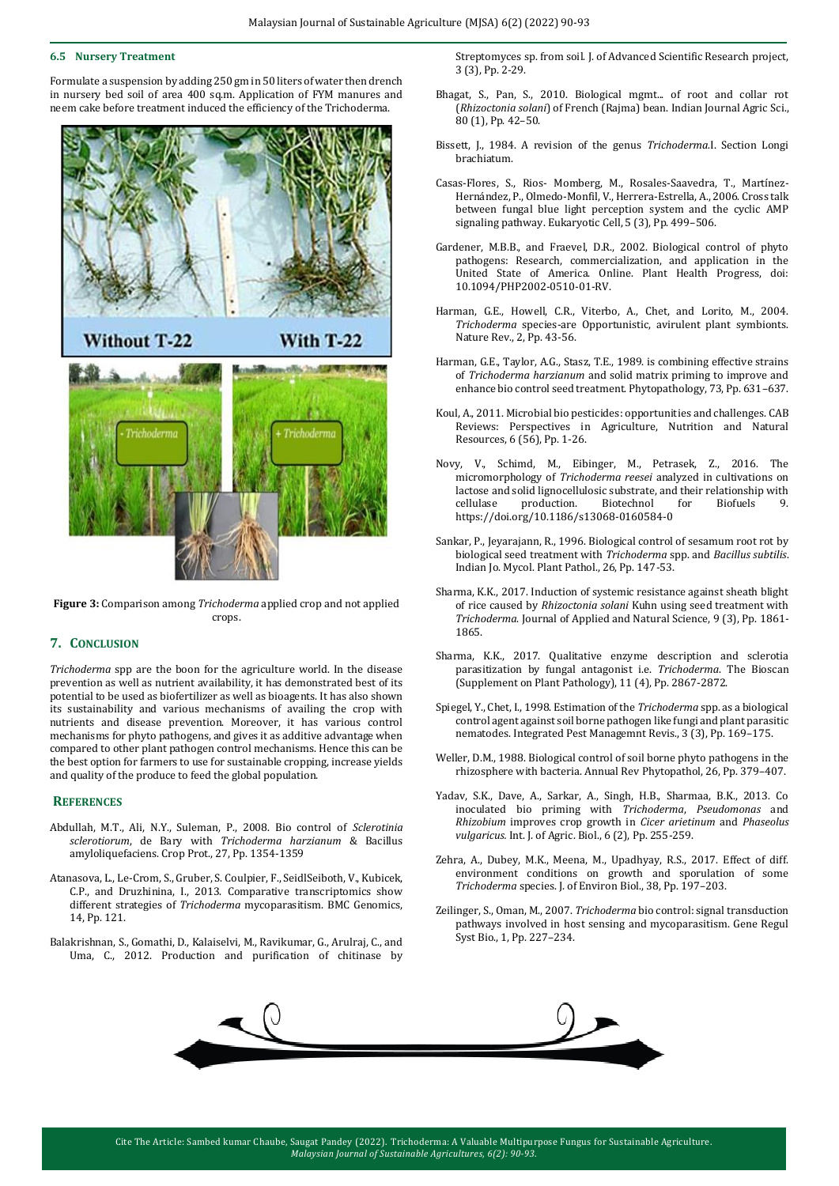### 6.5 Nursery Treatment

Formulate a suspension by adding 250 gm in 50 liters of water then drench in nursery bed soil of area 400 sq.m. Application of FYM manures and neem cake before treatment induced the efficiency of the Trichoderma.

Without T-22

With T-22

- Trichoderma

+ Trichoderma

**Figure 3:** Comparison among *Trichoderma* applied crop and not applied crops.

## 7. Conclusion

*Trichoderma* spp are the boon for the agriculture world. In the disease prevention as well as nutrient availability, it has demonstrated best of its potential to be used as biofertilizer as well as bioagents. It has also shown its sustainability and various mechanisms of availing the crop with nutrients and disease prevention. Moreover, it has various control mechanisms for phyto pathogens, and gives it as additive advantage when compared to other plant pathogen control mechanisms. Hence this can be the best option for farmers to use for sustainable cropping, increase yields and quality of the produce to feed the global population.

## References

Abdullah, M.T., Ali, N.Y., Suleman, P., 2008. Bio control of *Sclerotinia sclerotiorum*, de Bary with *Trichoderma harzianum* & Bacillus amyloliquefaciens. Crop Prot., 27, Pp. 1354-1359

Atanasova, L., Le-Crom, S., Gruber, S. Coulpier, F., SeidlSeiboth, V., Kubicek, C.P., and Druzhinina, I., 2013. Comparative transcriptomics show different strategies of *Trichoderma* mycoparasitism. BMC Genomics, 14, Pp. 121.

Balakrishnan, S., Gomathi, D., Kalaiselvi, M., Ravikumar, G., Arulraj, C., and Uma, C., 2012. Production and purification of chitinase by Streptomyces sp. from soil. J. of Advanced Scientific Research project, 3 (3), Pp. 2-29.

Bhagat, S., Pan, S., 2010. Biological mgmt... of root and collar rot (*Rhizoctonia solani*) of French (Rajma) bean. Indian Journal Agric Sci., 80 (1), Pp. 42–50.

Bissett, J., 1984. A revision of the genus *Trichoderma*.I. Section Longi brachiatum.

Casas-Flores, S., Rios- Momberg, M., Rosales-Saavedra, T., Martínez-Hernández, P., Olmedo-Monfil, V., Herrera-Estrella, A., 2006. Cross talk between fungal blue light perception system and the cyclic AMP signaling pathway. Eukaryotic Cell, 5 (3), Pp. 499–506.

Gardener, M.B.B., and Fraevel, D.R., 2002. Biological control of phyto pathogens: Research, commercialization, and application in the United State of America. Online. Plant Health Progress, doi: 10.1094/PHP2002-0510-01-RV.

Harman, G.E., Howell, C.R., Viterbo, A., Chet, and Lorito, M., 2004. *Trichoderma* species-are Opportunistic, avirulent plant symbionts. Nature Rev., 2, Pp. 43-56.

Harman, G.E., Taylor, A.G., Stasz, T.E., 1989. is combining effective strains of *Trichoderma harzianum* and solid matrix priming to improve and enhance bio control seed treatment. Phytopathology, 73, Pp. 631–637.

Koul, A., 2011. Microbial bio pesticides: opportunities and challenges. CAB Reviews: Perspectives in Agriculture, Nutrition and Natural Resources, 6 (56), Pp. 1-26.

Novy, V., Schimd, M., Eibinger, M., Petrasek, Z., 2016. The micromorphology of *Trichoderma reesei* analyzed in cultivations on lactose and solid lignocellulosic substrate, and their relationship with cellulase production. Biotechnol for Biofuels 9. https://doi.org/10.1186/s13068-0160584-0

Sankar, P., Jeyarajann, R., 1996. Biological control of sesamum root rot by biological seed treatment with *Trichoderma* spp. and *Bacillus subtilis*. Indian Jo. Mycol. Plant Pathol., 26, Pp. 147-53.

Sharma, K.K., 2017. Induction of systemic resistance against sheath blight of rice caused by *Rhizoctonia solani* Kuhn using seed treatment with *Trichoderma*. Journal of Applied and Natural Science, 9 (3), Pp. 1861-1865.

Sharma, K.K., 2017. Qualitative enzyme description and sclerotia parasitization by fungal antagonist i.e. *Trichoderma*. The Bioscan (Supplement on Plant Pathology), 11 (4), Pp. 2867-2872.

Spiegel, Y., Chet, I., 1998. Estimation of the *Trichoderma* spp. as a biological control agent against soil borne pathogen like fungi and plant parasitic nematodes. Integrated Pest Managemnt Revis., 3 (3), Pp. 169–175.

Weller, D.M., 1988. Biological control of soil borne phyto pathogens in the rhizosphere with bacteria. Annual Rev Phytopathol, 26, Pp. 379–407.

Yadav, S.K., Dave, A., Sarkar, A., Singh, H.B., Sharmaa, B.K., 2013. Co inoculated bio priming with *Trichoderma*, *Pseudomonas* and *Rhizobium* improves crop growth in *Cicer arietinum* and *Phaseolus vulgarius.* Int. J. of Agric. Biol., 6 (2), Pp. 255-259.

Zehra, A., Dubey, M.K., Meena, M., Upadhyay, R.S., 2017. Effect of diff. environment conditions on growth and sporulation of some *Trichoderma* species. J. of Environ Biol., 38, Pp. 197–203.

Zeilinger, S., Oman, M., 2007. *Trichoderma* bio control: signal transduction pathways involved in host sensing and mycoparasitism. Gene Regul Syst Bio., 1, Pp. 227–234.